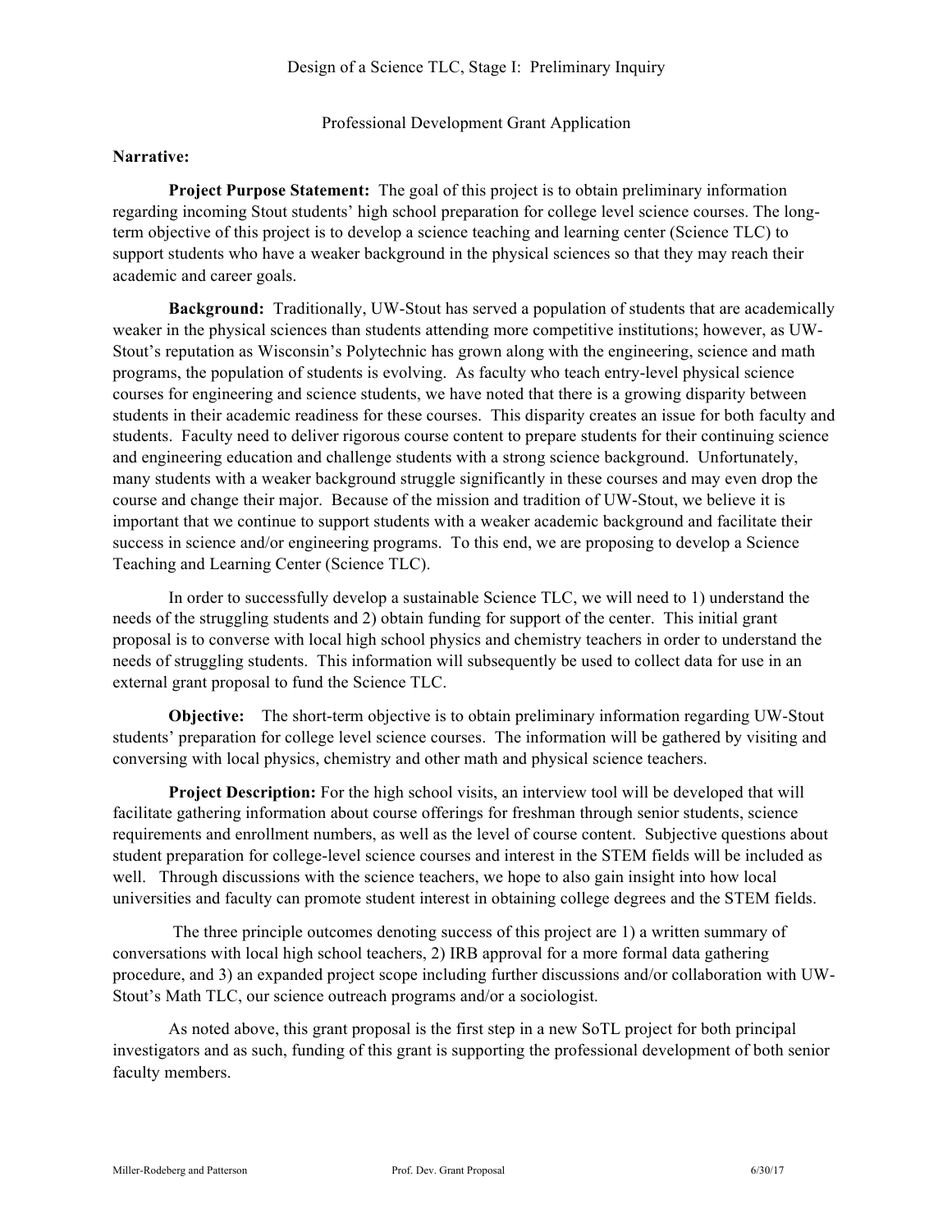# Design of a Science TLC, Stage I: Preliminary Inquiry

## Professional Development Grant Application

**Narrative:**

**Project Purpose Statement:** The goal of this project is to obtain preliminary information regarding incoming Stout students' high school preparation for college level science courses. The long-term objective of this project is to develop a science teaching and learning center (Science TLC) to support students who have a weaker background in the physical sciences so that they may reach their academic and career goals.

**Background:** Traditionally, UW-Stout has served a population of students that are academically weaker in the physical sciences than students attending more competitive institutions; however, as UW-Stout's reputation as Wisconsin's Polytechnic has grown along with the engineering, science and math programs, the population of students is evolving. As faculty who teach entry-level physical science courses for engineering and science students, we have noted that there is a growing disparity between students in their academic readiness for these courses. This disparity creates an issue for both faculty and students. Faculty need to deliver rigorous course content to prepare students for their continuing science and engineering education and challenge students with a strong science background. Unfortunately, many students with a weaker background struggle significantly in these courses and may even drop the course and change their major. Because of the mission and tradition of UW-Stout, we believe it is important that we continue to support students with a weaker academic background and facilitate their success in science and/or engineering programs. To this end, we are proposing to develop a Science Teaching and Learning Center (Science TLC).

In order to successfully develop a sustainable Science TLC, we will need to 1) understand the needs of the struggling students and 2) obtain funding for support of the center. This initial grant proposal is to converse with local high school physics and chemistry teachers in order to understand the needs of struggling students. This information will subsequently be used to collect data for use in an external grant proposal to fund the Science TLC.

**Objective:** The short-term objective is to obtain preliminary information regarding UW-Stout students' preparation for college level science courses. The information will be gathered by visiting and conversing with local physics, chemistry and other math and physical science teachers.

**Project Description:** For the high school visits, an interview tool will be developed that will facilitate gathering information about course offerings for freshman through senior students, science requirements and enrollment numbers, as well as the level of course content. Subjective questions about student preparation for college-level science courses and interest in the STEM fields will be included as well. Through discussions with the science teachers, we hope to also gain insight into how local universities and faculty can promote student interest in obtaining college degrees and the STEM fields.

The three principle outcomes denoting success of this project are 1) a written summary of conversations with local high school teachers, 2) IRB approval for a more formal data gathering procedure, and 3) an expanded project scope including further discussions and/or collaboration with UW-Stout's Math TLC, our science outreach programs and/or a sociologist.

As noted above, this grant proposal is the first step in a new SoTL project for both principal investigators and as such, funding of this grant is supporting the professional development of both senior faculty members.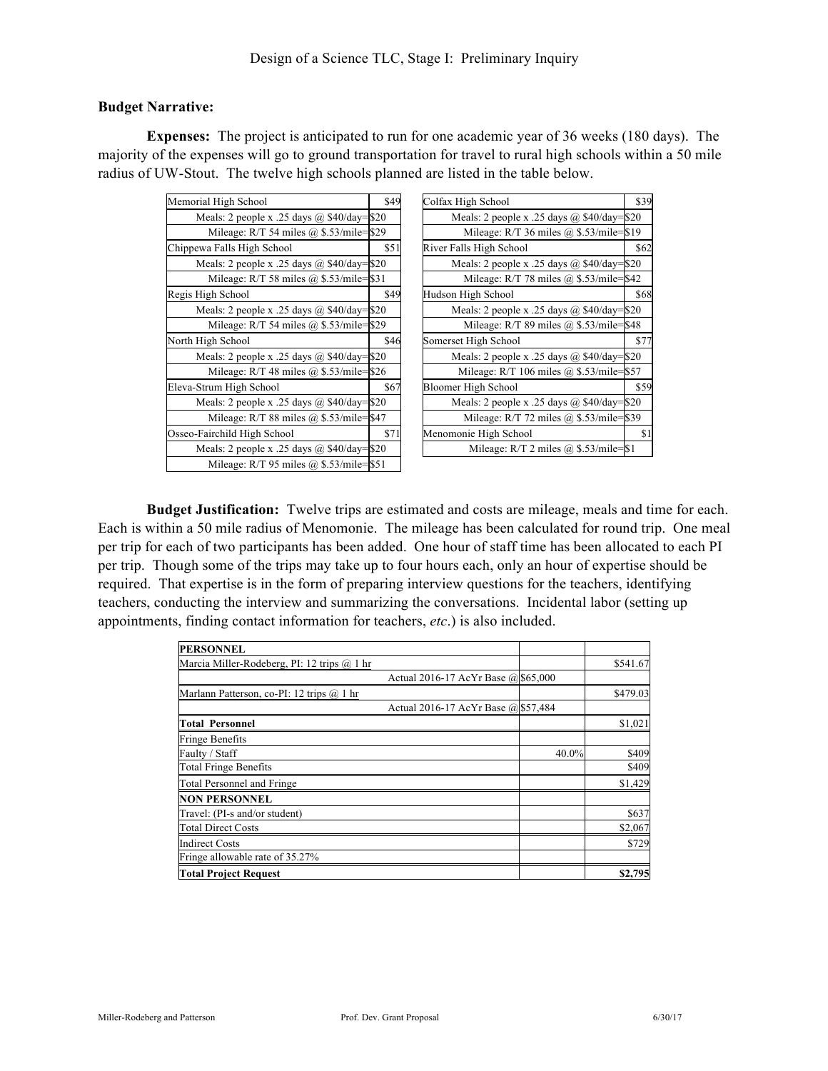Design of a Science TLC, Stage I: Preliminary Inquiry

**Budget Narrative:**

**Expenses:** The project is anticipated to run for one academic year of 36 weeks (180 days). The majority of the expenses will go to ground transportation for travel to rural high schools within a 50 mile radius of UW-Stout. The twelve high schools planned are listed in the table below.

| | |
|---|---|
| Memorial High School | $49 |
| Meals: 2 people x .25 days @ $40/day= | $20 |
| Mileage: R/T 54 miles @ $.53/mile= | $29 |
| Chippewa Falls High School | $51 |
| Meals: 2 people x .25 days @ $40/day= | $20 |
| Mileage: R/T 58 miles @ $.53/mile= | $31 |
| Regis High School | $49 |
| Meals: 2 people x .25 days @ $40/day= | $20 |
| Mileage: R/T 54 miles @ $.53/mile= | $29 |
| North High School | $46 |
| Meals: 2 people x .25 days @ $40/day= | $20 |
| Mileage: R/T 48 miles @ $.53/mile= | $26 |
| Eleva-Strum High School | $67 |
| Meals: 2 people x .25 days @ $40/day= | $20 |
| Mileage: R/T 88 miles @ $.53/mile= | $47 |
| Osseo-Fairchild High School | $71 |
| Meals: 2 people x .25 days @ $40/day= | $20 |
| Mileage: R/T 95 miles @ $.53/mile= | $51 |

| | |
|---|---|
| Colfax High School | $39 |
| Meals: 2 people x .25 days @ $40/day= | $20 |
| Mileage: R/T 36 miles @ $.53/mile= | $19 |
| River Falls High School | $62 |
| Meals: 2 people x .25 days @ $40/day= | $20 |
| Mileage: R/T 78 miles @ $.53/mile= | $42 |
| Hudson High School | $68 |
| Meals: 2 people x .25 days @ $40/day= | $20 |
| Mileage: R/T 89 miles @ $.53/mile= | $48 |
| Somerset High School | $77 |
| Meals: 2 people x .25 days @ $40/day= | $20 |
| Mileage: R/T 106 miles @ $.53/mile= | $57 |
| Bloomer High School | $59 |
| Meals: 2 people x .25 days @ $40/day= | $20 |
| Mileage: R/T 72 miles @ $.53/mile= | $39 |
| Menomonie High School | $1 |
| Mileage: R/T 2 miles @ $.53/mile= | $1 |

**Budget Justification:** Twelve trips are estimated and costs are mileage, meals and time for each. Each is within a 50 mile radius of Menomonie. The mileage has been calculated for round trip. One meal per trip for each of two participants has been added. One hour of staff time has been allocated to each PI per trip. Though some of the trips may take up to four hours each, only an hour of expertise should be required. That expertise is in the form of preparing interview questions for the teachers, identifying teachers, conducting the interview and summarizing the conversations. Incidental labor (setting up appointments, finding contact information for teachers, *etc*.) is also included.

| | | |
|---|---|---|
| **PERSONNEL** | | |
| Marcia Miller-Rodeberg, PI: 12 trips @ 1 hr | | $541.67 |
| Actual 2016-17 AcYr Base @ | $65,000 | |
| Marlann Patterson, co-PI: 12 trips @ 1 hr | | $479.03 |
| Actual 2016-17 AcYr Base @ | $57,484 | |
| **Total Personnel** | | $1,021 |
| Fringe Benefits | | |
| Faulty / Staff | 40.0% | $409 |
| Total Fringe Benefits | | $409 |
| Total Personnel and Fringe | | $1,429 |
| **NON PERSONNEL** | | |
| Travel: (PI-s and/or student) | | $637 |
| Total Direct Costs | | $2,067 |
| Indirect Costs | | $729 |
| Fringe allowable rate of 35.27% | | |
| **Total Project Request** | | **$2,795** |